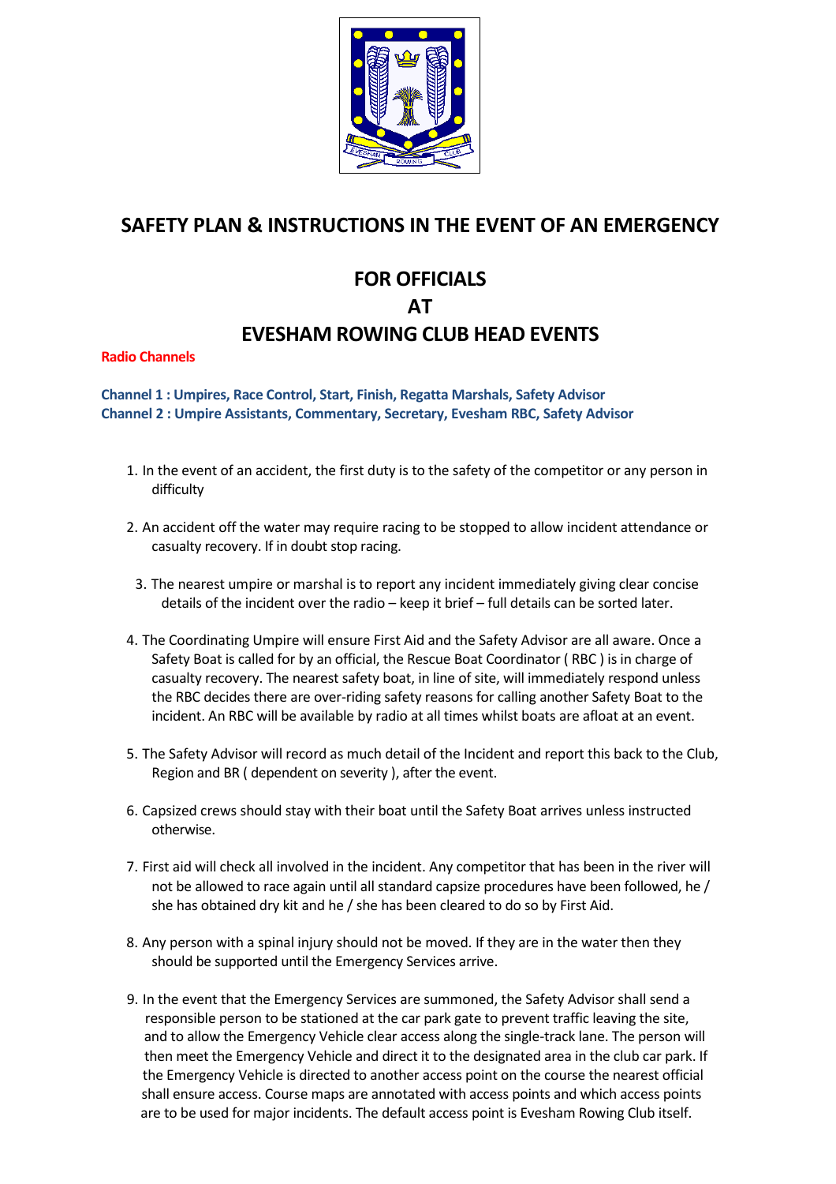# SAFETY PLAN & INSTRUCTIONS IN THE EVENT OF AN EMERGENCY

## FOR OFFICIALS
## AT
## EVESHAM ROWING CLUB HEAD EVENTS

**Radio Channels**

**Channel 1 : Umpires, Race Control, Start, Finish, Regatta Marshals, Safety Advisor**
**Channel 2 : Umpire Assistants, Commentary, Secretary, Evesham RBC, Safety Advisor**

1. In the event of an accident, the first duty is to the safety of the competitor or any person in difficulty

2. An accident off the water may require racing to be stopped to allow incident attendance or casualty recovery. If in doubt stop racing.

3. The nearest umpire or marshal is to report any incident immediately giving clear concise details of the incident over the radio – keep it brief – full details can be sorted later.

4. The Coordinating Umpire will ensure First Aid and the Safety Advisor are all aware. Once a Safety Boat is called for by an official, the Rescue Boat Coordinator ( RBC ) is in charge of casualty recovery. The nearest safety boat, in line of site, will immediately respond unless the RBC decides there are over-riding safety reasons for calling another Safety Boat to the incident. An RBC will be available by radio at all times whilst boats are afloat at an event.

5. The Safety Advisor will record as much detail of the Incident and report this back to the Club, Region and BR ( dependent on severity ), after the event.

6. Capsized crews should stay with their boat until the Safety Boat arrives unless instructed otherwise.

7. First aid will check all involved in the incident. Any competitor that has been in the river will not be allowed to race again until all standard capsize procedures have been followed, he / she has obtained dry kit and he / she has been cleared to do so by First Aid.

8. Any person with a spinal injury should not be moved. If they are in the water then they should be supported until the Emergency Services arrive.

9. In the event that the Emergency Services are summoned, the Safety Advisor shall send a responsible person to be stationed at the car park gate to prevent traffic leaving the site, and to allow the Emergency Vehicle clear access along the single-track lane. The person will then meet the Emergency Vehicle and direct it to the designated area in the club car park. If the Emergency Vehicle is directed to another access point on the course the nearest official shall ensure access. Course maps are annotated with access points and which access points are to be used for major incidents. The default access point is Evesham Rowing Club itself.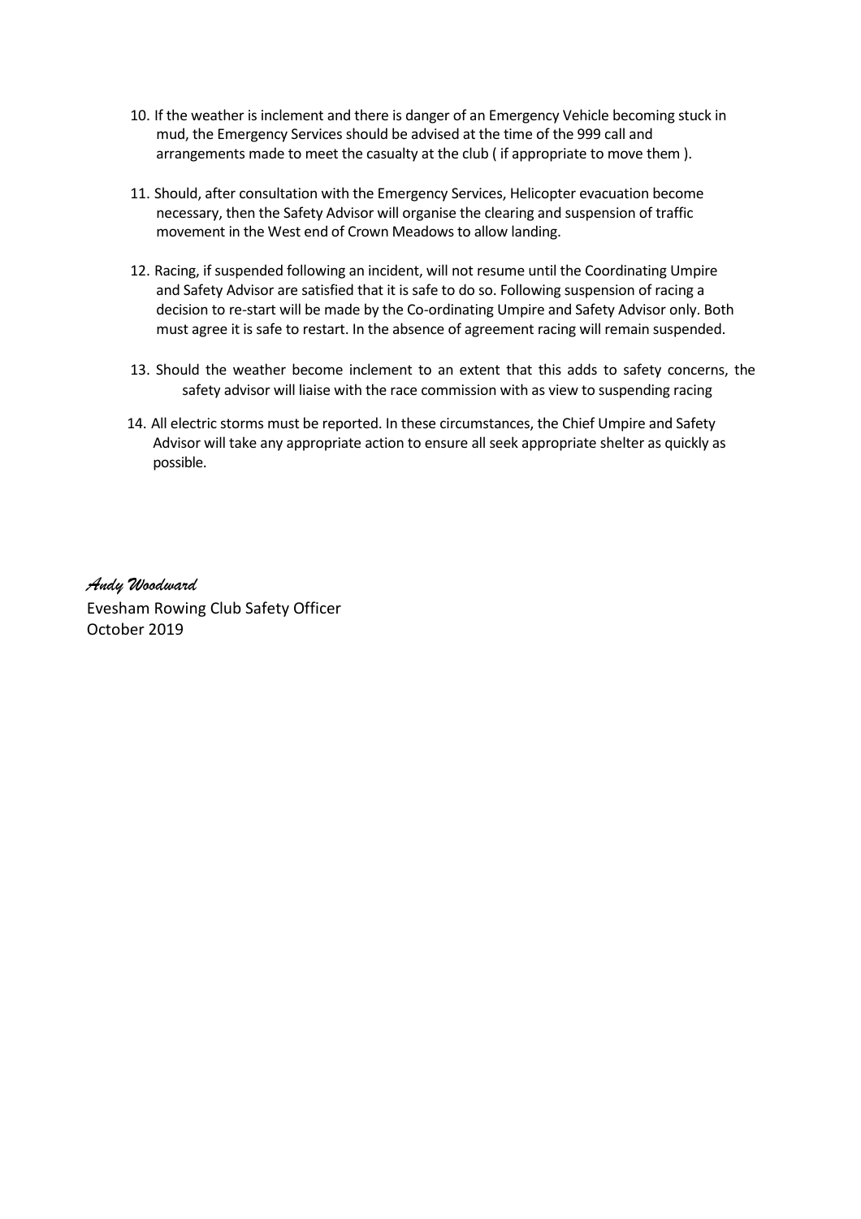10. If the weather is inclement and there is danger of an Emergency Vehicle becoming stuck in mud, the Emergency Services should be advised at the time of the 999 call and arrangements made to meet the casualty at the club ( if appropriate to move them ).

11. Should, after consultation with the Emergency Services, Helicopter evacuation become necessary, then the Safety Advisor will organise the clearing and suspension of traffic movement in the West end of Crown Meadows to allow landing.

12. Racing, if suspended following an incident, will not resume until the Coordinating Umpire and Safety Advisor are satisfied that it is safe to do so. Following suspension of racing a decision to re-start will be made by the Co-ordinating Umpire and Safety Advisor only. Both must agree it is safe to restart. In the absence of agreement racing will remain suspended.

13. Should the weather become inclement to an extent that this adds to safety concerns, the safety advisor will liaise with the race commission with as view to suspending racing

14. All electric storms must be reported. In these circumstances, the Chief Umpire and Safety Advisor will take any appropriate action to ensure all seek appropriate shelter as quickly as possible.

*Andy Woodward*

Evesham Rowing Club Safety Officer

October 2019